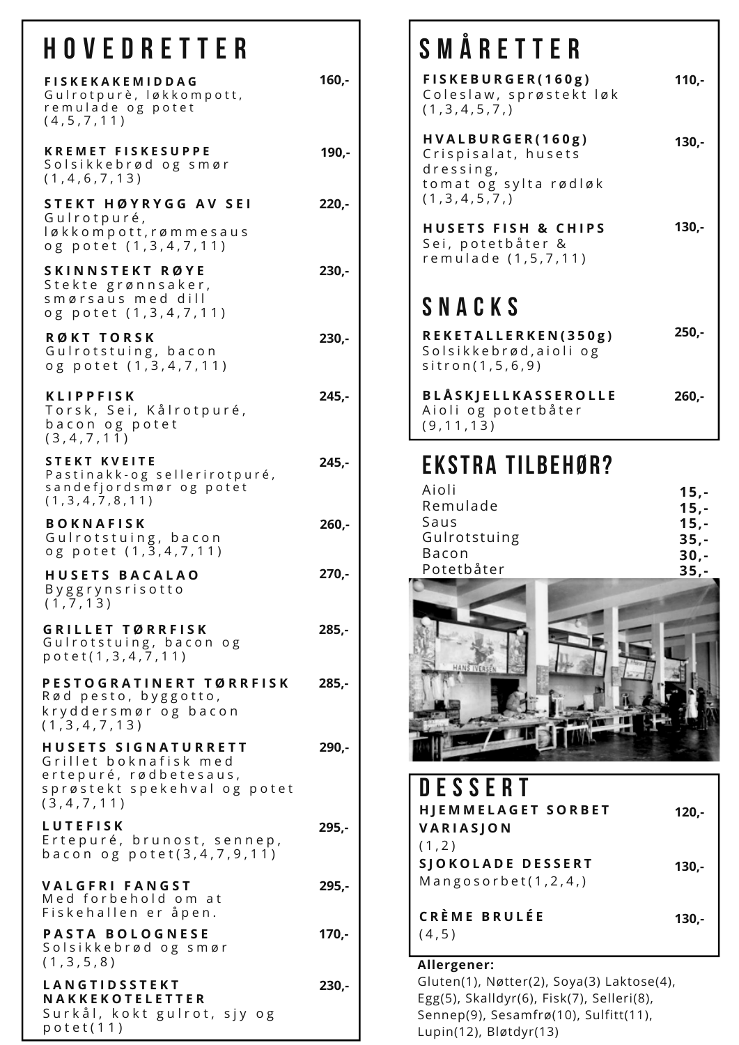# HOVEDRETTER

**FISKEKAKEMIDDAG** — 160,-
Gulrotpurè, løkkompott, remulade og potet (4,5,7,11)

**KREMET FISKESUPPE** — 190,-
Solsikkebrød og smør (1,4,6,7,13)

**STEKT HØYRYGG AV SEI** — 220,-
Gulrotpuré, løkkompott,rømmesaus og potet (1,3,4,7,11)

**SKINNSTEKT RØYE** — 230,-
Stekte grønnsaker, smørsaus med dill og potet (1,3,4,7,11)

**RØKT TORSK** — 230,-
Gulrotstuing, bacon og potet (1,3,4,7,11)

**KLIPPFISK** — 245,-
Torsk, Sei, Kålrotpuré, bacon og potet (3,4,7,11)

**STEKT KVEITE** — 245,-
Pastinakk-og sellerirotpuré, sandefjordsmør og potet (1,3,4,7,8,11)

**BOKNAFISK** — 260,-
Gulrotstuing, bacon og potet (1,3,4,7,11)

**HUSETS BACALAO** — 270,-
Byggrynsrisotto (1,7,13)

**GRILLET TØRRFISK** — 285,-
Gulrotstuing, bacon og potet(1,3,4,7,11)

**PESTOGRATINERT TØRRFISK** — 285,-
Rød pesto, byggotto, kryddersmør og bacon (1,3,4,7,13)

**HUSETS SIGNATURRETT** — 290,-
Grillet boknafisk med ertepuré, rødbetesaus, sprøstekt spekehval og potet (3,4,7,11)

**LUTEFISK** — 295,-
Ertepuré, brunost, sennep, bacon og potet(3,4,7,9,11)

**VALGFRI FANGST** — 295,-
Med forbehold om at Fiskehallen er åpen.

**PASTA BOLOGNESE** — 170,-
Solsikkebrød og smør (1,3,5,8)

**LANGTIDSSTEKT NAKKEKOTELETTER** — 230,-
Surkål, kokt gulrot, sjy og potet(11)

# SMÅRETTER

**FISKEBURGER(160g)** — 110,-
Coleslaw, sprøstekt løk (1,3,4,5,7,)

**HVALBURGER(160g)** — 130,-
Crispisalat, husets dressing, tomat og sylta rødløk (1,3,4,5,7,)

**HUSETS FISH & CHIPS** — 130,-
Sei, potetbåter & remulade (1,5,7,11)

# SNACKS

**REKETALLERKEN(350g)** — 250,-
Solsikkebrød,aioli og sitron(1,5,6,9)

**BLÅSKJELLKASSEROLLE** — 260,-
Aioli og potetbåter (9,11,13)

# EKSTRA TILBEHØR?

| | |
|---|---|
| Aioli | 15,- |
| Remulade | 15,- |
| Saus | 15,- |
| Gulrotstuing | 35,- |
| Bacon | 30,- |
| Potetbåter | 35,- |

# DESSERT

**HJEMMELAGET SORBET VARIASJON** — 120,-
(1,2)

**SJOKOLADE DESSERT** — 130,-
Mangosorbet(1,2,4,)

**CRÈME BRULÉE** — 130,-
(4,5)

**Allergener:**
Gluten(1), Nøtter(2), Soya(3) Laktose(4), Egg(5), Skalldyr(6), Fisk(7), Selleri(8), Sennep(9), Sesamfrø(10), Sulfitt(11), Lupin(12), Bløtdyr(13)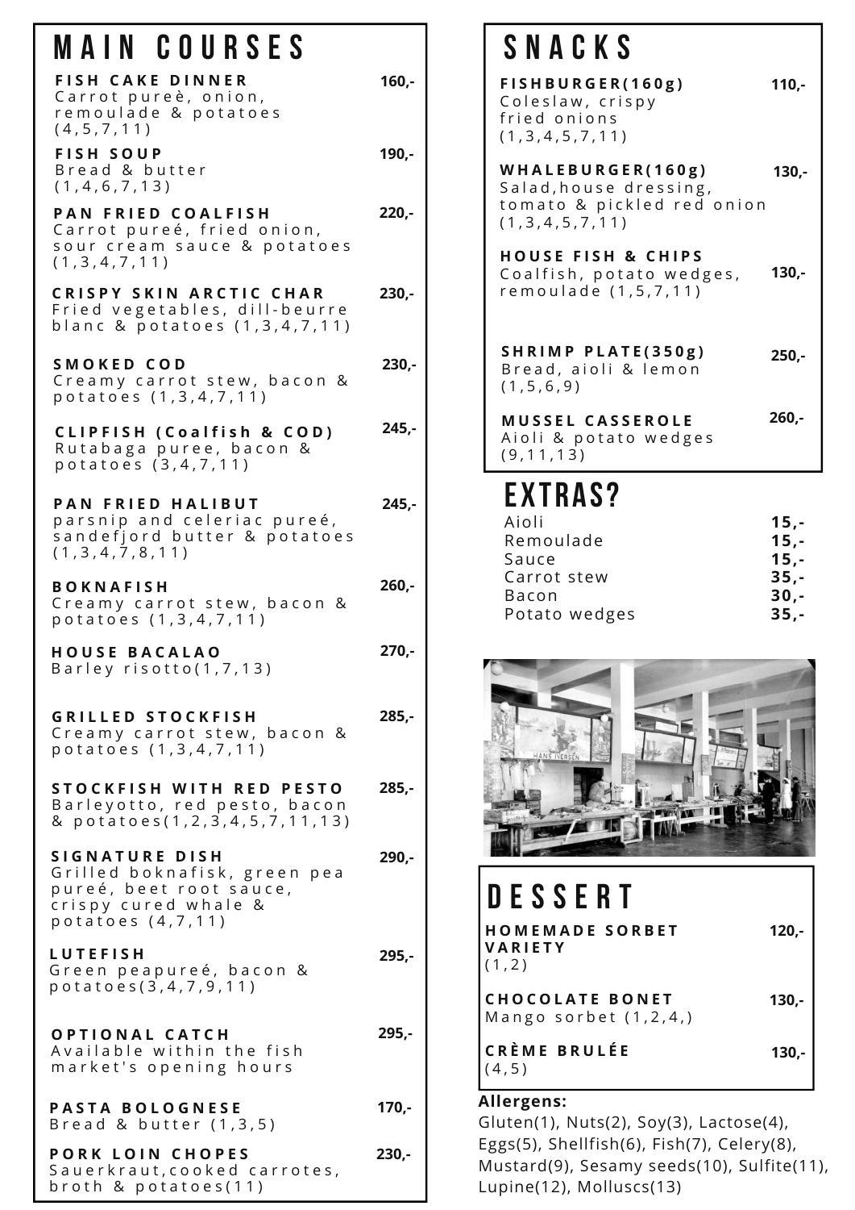# MAIN COURSES

**FISH CAKE DINNER** 160,-
Carrot pureè, onion, remoulade & potatoes (4,5,7,11)

**FISH SOUP** 190,-
Bread & butter (1,4,6,7,13)

**PAN FRIED COALFISH** 220,-
Carrot pureé, fried onion, sour cream sauce & potatoes (1,3,4,7,11)

**CRISPY SKIN ARCTIC CHAR** 230,-
Fried vegetables, dill-beurre blanc & potatoes (1,3,4,7,11)

**SMOKED COD** 230,-
Creamy carrot stew, bacon & potatoes (1,3,4,7,11)

**CLIPFISH (Coalfish & COD)** 245,-
Rutabaga puree, bacon & potatoes (3,4,7,11)

**PAN FRIED HALIBUT** 245,-
parsnip and celeriac pureé, sandefjord butter & potatoes (1,3,4,7,8,11)

**BOKNAFISH** 260,-
Creamy carrot stew, bacon & potatoes (1,3,4,7,11)

**HOUSE BACALAO** 270,-
Barley risotto(1,7,13)

**GRILLED STOCKFISH** 285,-
Creamy carrot stew, bacon & potatoes (1,3,4,7,11)

**STOCKFISH WITH RED PESTO** 285,-
Barleyotto, red pesto, bacon & potatoes(1,2,3,4,5,7,11,13)

**SIGNATURE DISH** 290,-
Grilled boknafisk, green pea pureé, beet root sauce, crispy cured whale & potatoes (4,7,11)

**LUTEFISH** 295,-
Green peapureé, bacon & potatoes(3,4,7,9,11)

**OPTIONAL CATCH** 295,-
Available within the fish market's opening hours

**PASTA BOLOGNESE** 170,-
Bread & butter (1,3,5)

**PORK LOIN CHOPES** 230,-
Sauerkraut,cooked carrotes, broth & potatoes(11)

# SNACKS

**FISHBURGER(160g)** 110,-
Coleslaw, crispy fried onions (1,3,4,5,7,11)

**WHALEBURGER(160g)** 130,-
Salad,house dressing, tomato & pickled red onion (1,3,4,5,7,11)

**HOUSE FISH & CHIPS** 130,-
Coalfish, potato wedges, remoulade (1,5,7,11)

**SHRIMP PLATE(350g)** 250,-
Bread, aioli & lemon (1,5,6,9)

**MUSSEL CASSEROLE** 260,-
Aioli & potato wedges (9,11,13)

# EXTRAS?

| | |
|---|---|
| Aioli | 15,- |
| Remoulade | 15,- |
| Sauce | 15,- |
| Carrot stew | 35,- |
| Bacon | 30,- |
| Potato wedges | 35,- |

# DESSERT

**HOMEMADE SORBET VARIETY** 120,-
(1,2)

**CHOCOLATE BONET** 130,-
Mango sorbet (1,2,4,)

**CRÈME BRULÉE** 130,-
(4,5)

**Allergens:**
Gluten(1), Nuts(2), Soy(3), Lactose(4), Eggs(5), Shellfish(6), Fish(7), Celery(8), Mustard(9), Sesamy seeds(10), Sulfite(11), Lupine(12), Molluscs(13)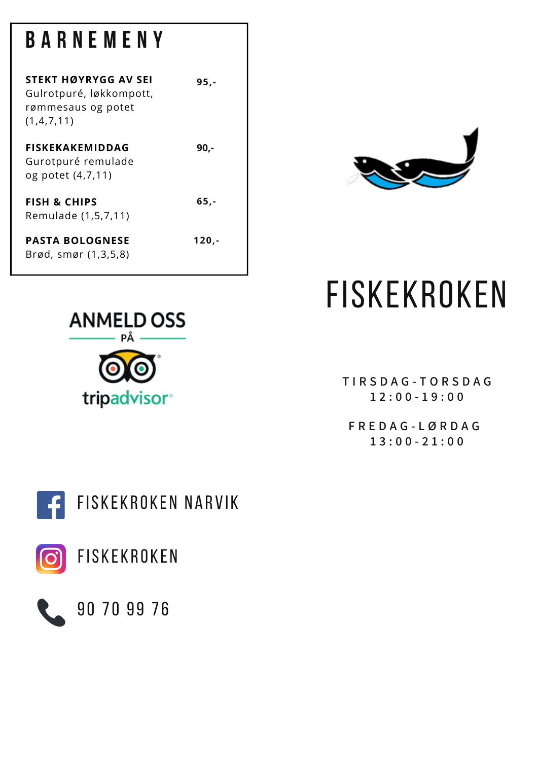# BARNEMENY

**STEKT HØYRYGG AV SEI** 95,-
Gulrotpuré, løkkompott, rømmesaus og potet (1,4,7,11)

**FISKEKAKEMIDDAG** 90,-
Gurotpuré remulade og potet (4,7,11)

**FISH & CHIPS** 65,-
Remulade (1,5,7,11)

**PASTA BOLOGNESE** 120,-
Brød, smør (1,3,5,8)

ANMELD OSS PÅ tripadvisor

# FISKEKROKEN

TIRSDAG-TORSDAG
12:00-19:00

FREDAG-LØRDAG
13:00-21:00

FISKEKROKEN NARVIK

FISKEKROKEN

90 70 99 76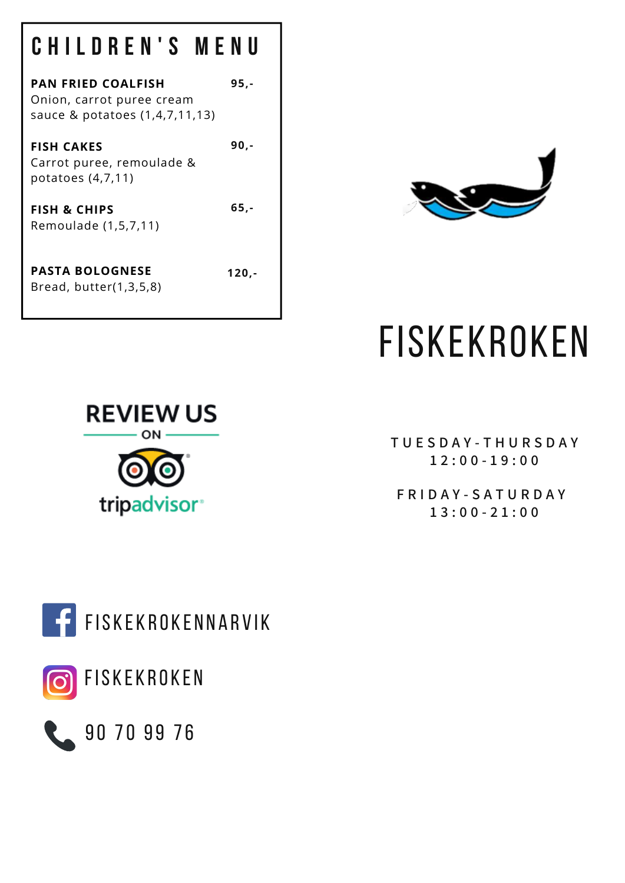# CHILDREN'S MENU

**PAN FRIED COALFISH** 95,-
Onion, carrot puree cream sauce & potatoes (1,4,7,11,13)

**FISH CAKES** 90,-
Carrot puree, remoulade & potatoes (4,7,11)

**FISH & CHIPS** 65,-
Remoulade (1,5,7,11)

**PASTA BOLOGNESE** 120,-
Bread, butter(1,3,5,8)

# FISKEKROKEN

REVIEW US ON tripadvisor

TUESDAY-THURSDAY
12:00-19:00

FRIDAY-SATURDAY
13:00-21:00

FISKEKROKENNARVIK

FISKEKROKEN

90 70 99 76